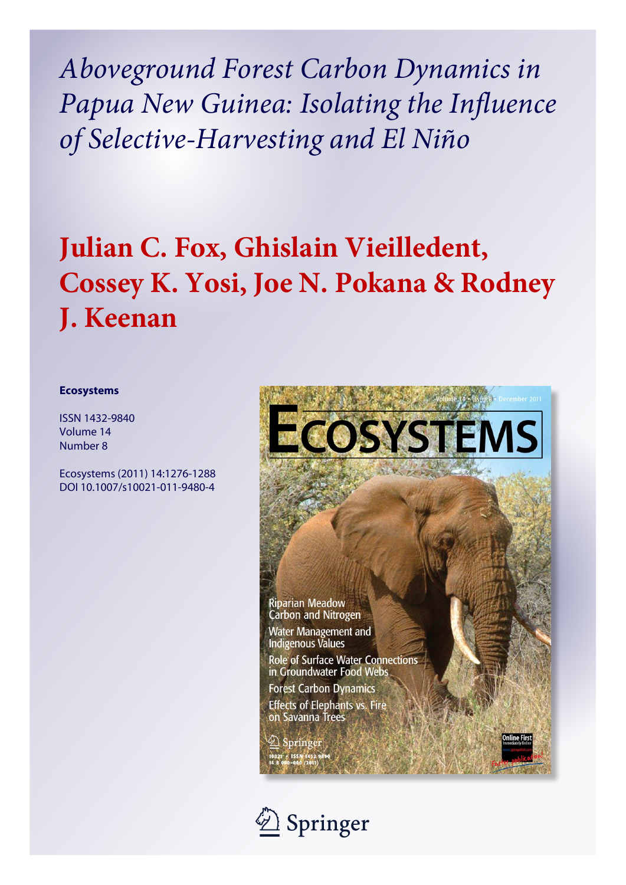*Aboveground Forest Carbon Dynamics in Papua New Guinea: Isolating the Influence of Selective-Harvesting and El Niño*

# Julian C. Fox, Ghislain Vieilledent, Cossey K. Yosi, Joe N. Pokana & Rodney J. Keenan

**Ecosystems**

ISSN 1432-9840
Volume 14
Number 8

Ecosystems (2011) 14:1276-1288
DOI 10.1007/s10021-011-9480-4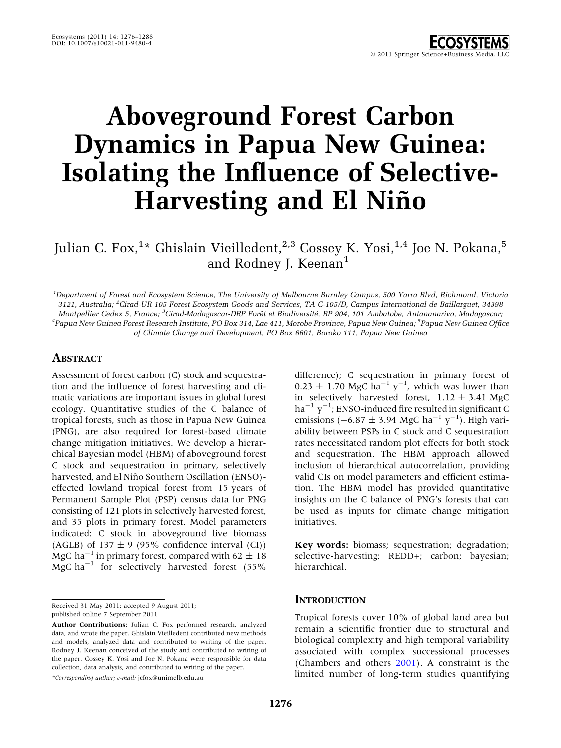# Aboveground Forest Carbon Dynamics in Papua New Guinea: Isolating the Influence of Selective-Harvesting and El Niño

Julian C. Fox,[1]* Ghislain Vieilledent,[2,3] Cossey K. Yosi,[1,4] Joe N. Pokana,[5] and Rodney J. Keenan[1]

[1]Department of Forest and Ecosystem Science, The University of Melbourne Burnley Campus, 500 Yarra Blvd, Richmond, Victoria 3121, Australia; [2]Cirad-UR 105 Forest Ecosystem Goods and Services, TA C-105/D, Campus International de Baillarguet, 34398 Montpellier Cedex 5, France; [3]Cirad-Madagascar-DRP Forêt et Biodiversité, BP 904, 101 Ambatobe, Antananarivo, Madagascar; [4]Papua New Guinea Forest Research Institute, PO Box 314, Lae 411, Morobe Province, Papua New Guinea; [5]Papua New Guinea Office of Climate Change and Development, PO Box 6601, Boroko 111, Papua New Guinea

## Abstract

Assessment of forest carbon (C) stock and sequestration and the influence of forest harvesting and climatic variations are important issues in global forest ecology. Quantitative studies of the C balance of tropical forests, such as those in Papua New Guinea (PNG), are also required for forest-based climate change mitigation initiatives. We develop a hierarchical Bayesian model (HBM) of aboveground forest C stock and sequestration in primary, selectively harvested, and El Niño Southern Oscillation (ENSO)-effected lowland tropical forest from 15 years of Permanent Sample Plot (PSP) census data for PNG consisting of 121 plots in selectively harvested forest, and 35 plots in primary forest. Model parameters indicated: C stock in aboveground live biomass (AGLB) of $137 \pm 9$ (95% confidence interval (CI)) MgC ha$^{-1}$ in primary forest, compared with $62 \pm 18$ MgC ha$^{-1}$ for selectively harvested forest (55% difference); C sequestration in primary forest of $0.23 \pm 1.70$ MgC ha$^{-1}$ y$^{-1}$, which was lower than in selectively harvested forest, $1.12 \pm 3.41$ MgC ha$^{-1}$ y$^{-1}$; ENSO-induced fire resulted in significant C emissions ($-6.87 \pm 3.94$ MgC ha$^{-1}$ y$^{-1}$). High variability between PSPs in C stock and C sequestration rates necessitated random plot effects for both stock and sequestration. The HBM approach allowed inclusion of hierarchical autocorrelation, providing valid CIs on model parameters and efficient estimation. The HBM model has provided quantitative insights on the C balance of PNG's forests that can be used as inputs for climate change mitigation initiatives.

**Key words:** biomass; sequestration; degradation; selective-harvesting; REDD+; carbon; bayesian; hierarchical.

Received 31 May 2011; accepted 9 August 2011; published online 7 September 2011

**Author Contributions:** Julian C. Fox performed research, analyzed data, and wrote the paper. Ghislain Vieilledent contributed new methods and models, analyzed data and contributed to writing of the paper. Rodney J. Keenan conceived of the study and contributed to writing of the paper. Cossey K. Yosi and Joe N. Pokana were responsible for data collection, data analysis, and contributed to writing of the paper.

*Corresponding author; e-mail: jcfox@unimelb.edu.au

## Introduction

Tropical forests cover 10% of global land area but remain a scientific frontier due to structural and biological complexity and high temporal variability associated with complex successional processes (Chambers and others 2001). A constraint is the limited number of long-term studies quantifying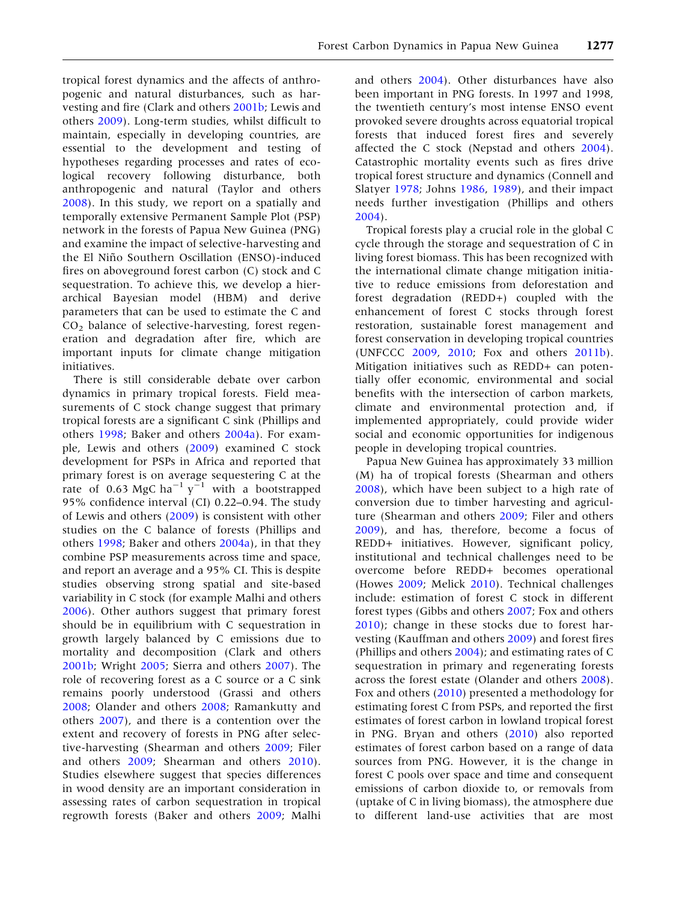tropical forest dynamics and the affects of anthropogenic and natural disturbances, such as harvesting and fire (Clark and others 2001b; Lewis and others 2009). Long-term studies, whilst difficult to maintain, especially in developing countries, are essential to the development and testing of hypotheses regarding processes and rates of ecological recovery following disturbance, both anthropogenic and natural (Taylor and others 2008). In this study, we report on a spatially and temporally extensive Permanent Sample Plot (PSP) network in the forests of Papua New Guinea (PNG) and examine the impact of selective-harvesting and the El Niño Southern Oscillation (ENSO)-induced fires on aboveground forest carbon (C) stock and C sequestration. To achieve this, we develop a hierarchical Bayesian model (HBM) and derive parameters that can be used to estimate the C and $CO_2$ balance of selective-harvesting, forest regeneration and degradation after fire, which are important inputs for climate change mitigation initiatives.

There is still considerable debate over carbon dynamics in primary tropical forests. Field measurements of C stock change suggest that primary tropical forests are a significant C sink (Phillips and others 1998; Baker and others 2004a). For example, Lewis and others (2009) examined C stock development for PSPs in Africa and reported that primary forest is on average sequestering C at the rate of 0.63 MgC $ha^{-1}$ $y^{-1}$ with a bootstrapped 95% confidence interval (CI) 0.22–0.94. The study of Lewis and others (2009) is consistent with other studies on the C balance of forests (Phillips and others 1998; Baker and others 2004a), in that they combine PSP measurements across time and space, and report an average and a 95% CI. This is despite studies observing strong spatial and site-based variability in C stock (for example Malhi and others 2006). Other authors suggest that primary forest should be in equilibrium with C sequestration in growth largely balanced by C emissions due to mortality and decomposition (Clark and others 2001b; Wright 2005; Sierra and others 2007). The role of recovering forest as a C source or a C sink remains poorly understood (Grassi and others 2008; Olander and others 2008; Ramankutty and others 2007), and there is a contention over the extent and recovery of forests in PNG after selective-harvesting (Shearman and others 2009; Filer and others 2009; Shearman and others 2010). Studies elsewhere suggest that species differences in wood density are an important consideration in assessing rates of carbon sequestration in tropical regrowth forests (Baker and others 2009; Malhi and others 2004). Other disturbances have also been important in PNG forests. In 1997 and 1998, the twentieth century's most intense ENSO event provoked severe droughts across equatorial tropical forests that induced forest fires and severely affected the C stock (Nepstad and others 2004). Catastrophic mortality events such as fires drive tropical forest structure and dynamics (Connell and Slatyer 1978; Johns 1986, 1989), and their impact needs further investigation (Phillips and others 2004).

Tropical forests play a crucial role in the global C cycle through the storage and sequestration of C in living forest biomass. This has been recognized with the international climate change mitigation initiative to reduce emissions from deforestation and forest degradation (REDD+) coupled with the enhancement of forest C stocks through forest restoration, sustainable forest management and forest conservation in developing tropical countries (UNFCCC 2009, 2010; Fox and others 2011b). Mitigation initiatives such as REDD+ can potentially offer economic, environmental and social benefits with the intersection of carbon markets, climate and environmental protection and, if implemented appropriately, could provide wider social and economic opportunities for indigenous people in developing tropical countries.

Papua New Guinea has approximately 33 million (M) ha of tropical forests (Shearman and others 2008), which have been subject to a high rate of conversion due to timber harvesting and agriculture (Shearman and others 2009; Filer and others 2009), and has, therefore, become a focus of REDD+ initiatives. However, significant policy, institutional and technical challenges need to be overcome before REDD+ becomes operational (Howes 2009; Melick 2010). Technical challenges include: estimation of forest C stock in different forest types (Gibbs and others 2007; Fox and others 2010); change in these stocks due to forest harvesting (Kauffman and others 2009) and forest fires (Phillips and others 2004); and estimating rates of C sequestration in primary and regenerating forests across the forest estate (Olander and others 2008). Fox and others (2010) presented a methodology for estimating forest C from PSPs, and reported the first estimates of forest carbon in lowland tropical forest in PNG. Bryan and others (2010) also reported estimates of forest carbon based on a range of data sources from PNG. However, it is the change in forest C pools over space and time and consequent emissions of carbon dioxide to, or removals from (uptake of C in living biomass), the atmosphere due to different land-use activities that are most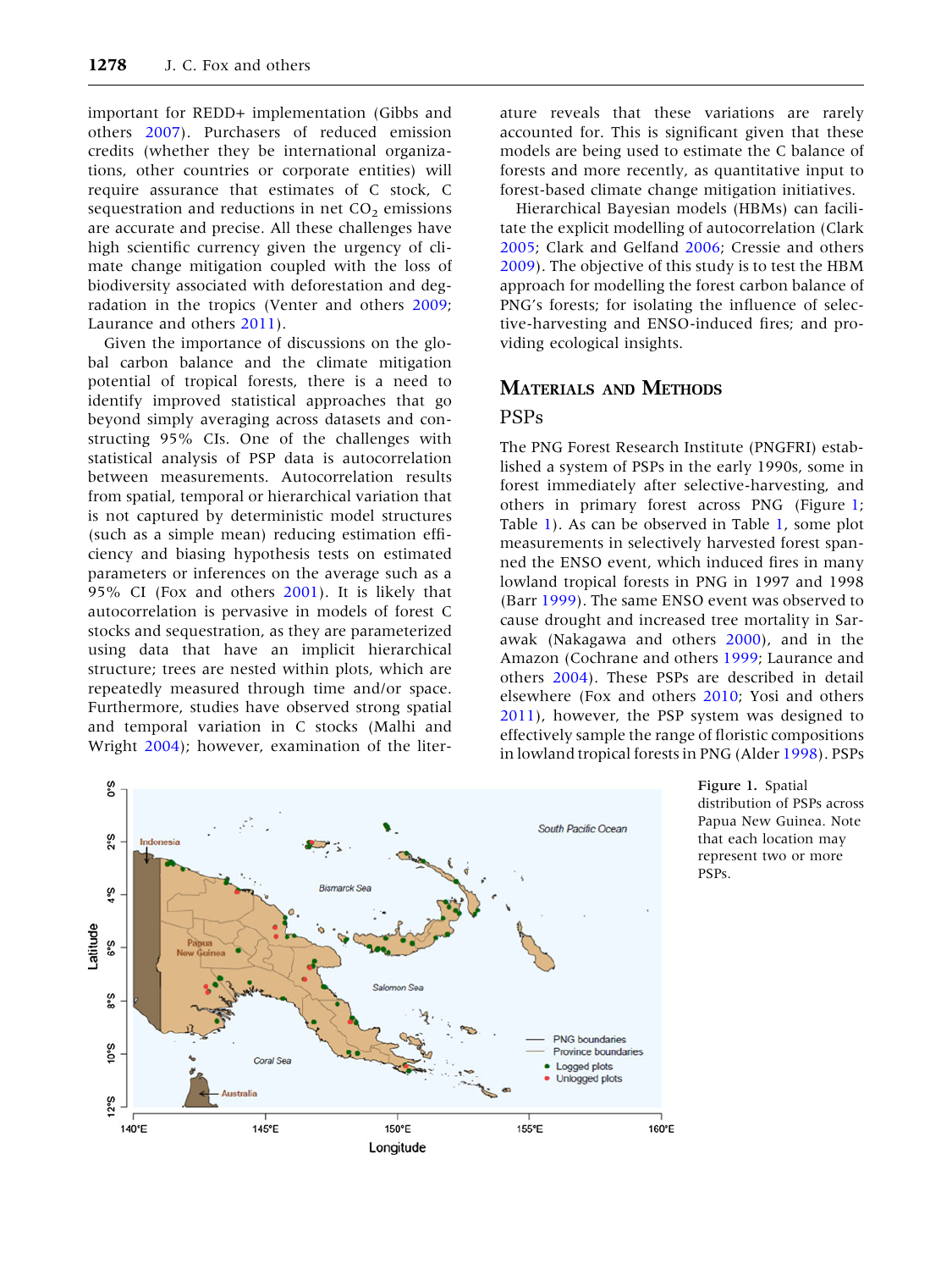important for REDD+ implementation (Gibbs and others 2007). Purchasers of reduced emission credits (whether they be international organizations, other countries or corporate entities) will require assurance that estimates of C stock, C sequestration and reductions in net $CO_2$ emissions are accurate and precise. All these challenges have high scientific currency given the urgency of climate change mitigation coupled with the loss of biodiversity associated with deforestation and degradation in the tropics (Venter and others 2009; Laurance and others 2011).

Given the importance of discussions on the global carbon balance and the climate mitigation potential of tropical forests, there is a need to identify improved statistical approaches that go beyond simply averaging across datasets and constructing 95% CIs. One of the challenges with statistical analysis of PSP data is autocorrelation between measurements. Autocorrelation results from spatial, temporal or hierarchical variation that is not captured by deterministic model structures (such as a simple mean) reducing estimation efficiency and biasing hypothesis tests on estimated parameters or inferences on the average such as a 95% CI (Fox and others 2001). It is likely that autocorrelation is pervasive in models of forest C stocks and sequestration, as they are parameterized using data that have an implicit hierarchical structure; trees are nested within plots, which are repeatedly measured through time and/or space. Furthermore, studies have observed strong spatial and temporal variation in C stocks (Malhi and Wright 2004); however, examination of the literature reveals that these variations are rarely accounted for. This is significant given that these models are being used to estimate the C balance of forests and more recently, as quantitative input to forest-based climate change mitigation initiatives.

Hierarchical Bayesian models (HBMs) can facilitate the explicit modelling of autocorrelation (Clark 2005; Clark and Gelfand 2006; Cressie and others 2009). The objective of this study is to test the HBM approach for modelling the forest carbon balance of PNG's forests; for isolating the influence of selective-harvesting and ENSO-induced fires; and providing ecological insights.

## Materials and Methods

### PSPs

The PNG Forest Research Institute (PNGFRI) established a system of PSPs in the early 1990s, some in forest immediately after selective-harvesting, and others in primary forest across PNG (Figure 1; Table 1). As can be observed in Table 1, some plot measurements in selectively harvested forest spanned the ENSO event, which induced fires in many lowland tropical forests in PNG in 1997 and 1998 (Barr 1999). The same ENSO event was observed to cause drought and increased tree mortality in Sarawak (Nakagawa and others 2000), and in the Amazon (Cochrane and others 1999; Laurance and others 2004). These PSPs are described in detail elsewhere (Fox and others 2010; Yosi and others 2011), however, the PSP system was designed to effectively sample the range of floristic compositions in lowland tropical forests in PNG (Alder 1998). PSPs

Figure 1. Spatial distribution of PSPs across Papua New Guinea. Note that each location may represent two or more PSPs.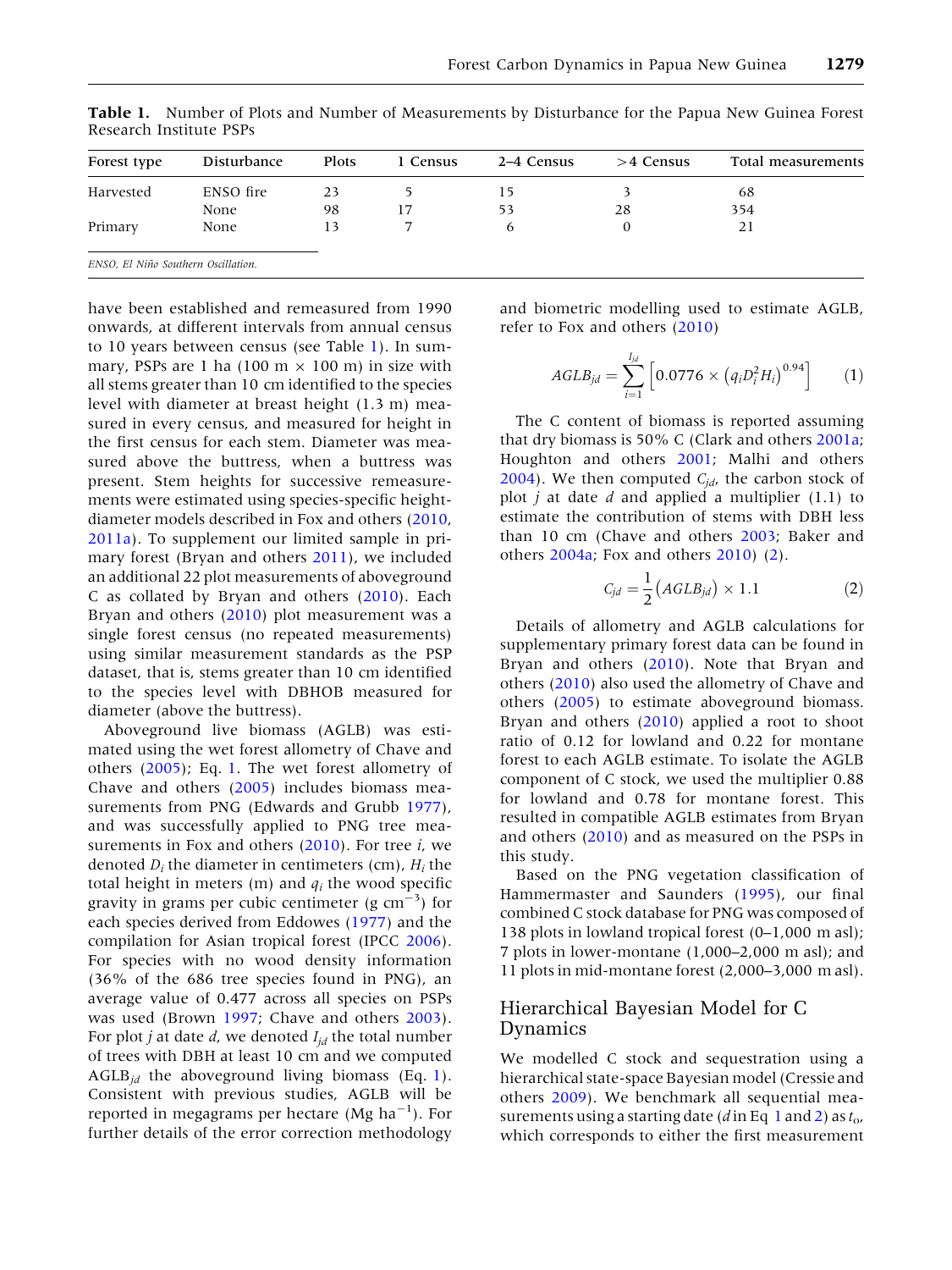**Table 1.** Number of Plots and Number of Measurements by Disturbance for the Papua New Guinea Forest Research Institute PSPs

| Forest type | Disturbance | Plots | 1 Census | 2–4 Census | >4 Census | Total measurements |
|---|---|---|---|---|---|---|
| Harvested | ENSO fire | 23 | 5 | 15 | 3 | 68 |
| | None | 98 | 17 | 53 | 28 | 354 |
| Primary | None | 13 | 7 | 6 | 0 | 21 |

*ENSO, El Niño Southern Oscillation.*

have been established and remeasured from 1990 onwards, at different intervals from annual census to 10 years between census (see Table 1). In summary, PSPs are 1 ha (100 m × 100 m) in size with all stems greater than 10 cm identified to the species level with diameter at breast height (1.3 m) measured in every census, and measured for height in the first census for each stem. Diameter was measured above the buttress, when a buttress was present. Stem heights for successive remeasurements were estimated using species-specific height-diameter models described in Fox and others (2010, 2011a). To supplement our limited sample in primary forest (Bryan and others 2011), we included an additional 22 plot measurements of aboveground C as collated by Bryan and others (2010). Each Bryan and others (2010) plot measurement was a single forest census (no repeated measurements) using similar measurement standards as the PSP dataset, that is, stems greater than 10 cm identified to the species level with DBHOB measured for diameter (above the buttress).

Aboveground live biomass (AGLB) was estimated using the wet forest allometry of Chave and others (2005); Eq. 1. The wet forest allometry of Chave and others (2005) includes biomass measurements from PNG (Edwards and Grubb 1977), and was successfully applied to PNG tree measurements in Fox and others (2010). For tree $i$, we denoted $D_i$ the diameter in centimeters (cm), $H_i$ the total height in meters (m) and $q_i$ the wood specific gravity in grams per cubic centimeter (g cm$^{-3}$) for each species derived from Eddowes (1977) and the compilation for Asian tropical forest (IPCC 2006). For species with no wood density information (36% of the 686 tree species found in PNG), an average value of 0.477 across all species on PSPs was used (Brown 1997; Chave and others 2003). For plot $j$ at date $d$, we denoted $I_{jd}$ the total number of trees with DBH at least 10 cm and we computed $AGLB_{jd}$ the aboveground living biomass (Eq. 1). Consistent with previous studies, AGLB will be reported in megagrams per hectare (Mg ha$^{-1}$). For further details of the error correction methodology and biometric modelling used to estimate AGLB, refer to Fox and others (2010)

$$AGLB_{jd} = \sum_{i=1}^{I_{jd}} \left[ 0.0776 \times \left( q_i D_i^2 H_i \right)^{0.94} \right] \tag{1}$$

The C content of biomass is reported assuming that dry biomass is 50% C (Clark and others 2001a; Houghton and others 2001; Malhi and others 2004). We then computed $C_{jd}$, the carbon stock of plot $j$ at date $d$ and applied a multiplier (1.1) to estimate the contribution of stems with DBH less than 10 cm (Chave and others 2003; Baker and others 2004a; Fox and others 2010) (2).

$$C_{jd} = \frac{1}{2}\left( AGLB_{jd} \right) \times 1.1 \tag{2}$$

Details of allometry and AGLB calculations for supplementary primary forest data can be found in Bryan and others (2010). Note that Bryan and others (2010) also used the allometry of Chave and others (2005) to estimate aboveground biomass. Bryan and others (2010) applied a root to shoot ratio of 0.12 for lowland and 0.22 for montane forest to each AGLB estimate. To isolate the AGLB component of C stock, we used the multiplier 0.88 for lowland and 0.78 for montane forest. This resulted in compatible AGLB estimates from Bryan and others (2010) and as measured on the PSPs in this study.

Based on the PNG vegetation classification of Hammermaster and Saunders (1995), our final combined C stock database for PNG was composed of 138 plots in lowland tropical forest (0–1,000 m asl); 7 plots in lower-montane (1,000–2,000 m asl); and 11 plots in mid-montane forest (2,000–3,000 m asl).

## Hierarchical Bayesian Model for C Dynamics

We modelled C stock and sequestration using a hierarchical state-space Bayesian model (Cressie and others 2009). We benchmark all sequential measurements using a starting date ($d$ in Eq 1 and 2) as $t_o$, which corresponds to either the first measurement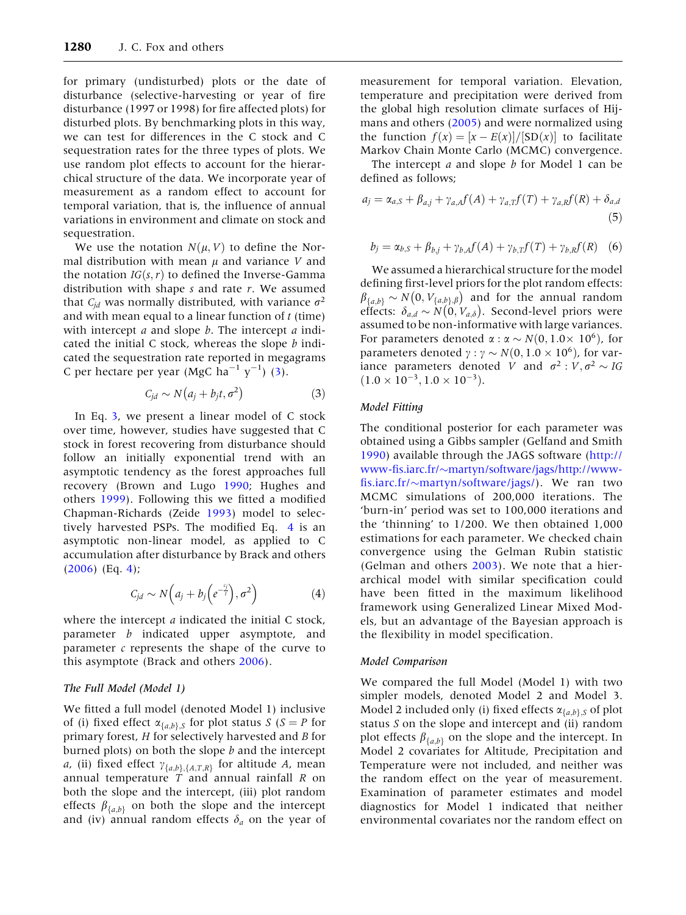for primary (undisturbed) plots or the date of disturbance (selective-harvesting or year of fire disturbance (1997 or 1998) for fire affected plots) for disturbed plots. By benchmarking plots in this way, we can test for differences in the C stock and C sequestration rates for the three types of plots. We use random plot effects to account for the hierarchical structure of the data. We incorporate year of measurement as a random effect to account for temporal variation, that is, the influence of annual variations in environment and climate on stock and sequestration.

We use the notation $N(\mu, V)$ to define the Normal distribution with mean $\mu$ and variance $V$ and the notation $IG(s, r)$ to defined the Inverse-Gamma distribution with shape $s$ and rate $r$. We assumed that $C_{jd}$ was normally distributed, with variance $\sigma^2$ and with mean equal to a linear function of $t$ (time) with intercept $a$ and slope $b$. The intercept $a$ indicated the initial C stock, whereas the slope $b$ indicated the sequestration rate reported in megagrams C per hectare per year (MgC ha$^{-1}$ y$^{-1}$) (3).

$$C_{jd} \sim N\left(a_j + b_j t, \sigma^2\right) \tag{3}$$

In Eq. 3, we present a linear model of C stock over time, however, studies have suggested that C stock in forest recovering from disturbance should follow an initially exponential trend with an asymptotic tendency as the forest approaches full recovery (Brown and Lugo 1990; Hughes and others 1999). Following this we fitted a modified Chapman-Richards (Zeide 1993) model to selectively harvested PSPs. The modified Eq. 4 is an asymptotic non-linear model, as applied to C accumulation after disturbance by Brack and others (2006) (Eq. 4);

$$C_{jd} \sim N\left(a_j + b_j\left(e^{-\frac{c_j}{t}}\right), \sigma^2\right) \tag{4}$$

where the intercept $a$ indicated the initial C stock, parameter $b$ indicated upper asymptote, and parameter $c$ represents the shape of the curve to this asymptote (Brack and others 2006).

### The Full Model (Model 1)

We fitted a full model (denoted Model 1) inclusive of (i) fixed effect $\alpha_{\{a,b\},S}$ for plot status $S$ ($S = P$ for primary forest, $H$ for selectively harvested and $B$ for burned plots) on both the slope $b$ and the intercept $a$, (ii) fixed effect $\gamma_{\{a,b\},\{A,T,R\}}$ for altitude $A$, mean annual temperature $T$ and annual rainfall $R$ on both the slope and the intercept, (iii) plot random effects $\beta_{\{a,b\}}$ on both the slope and the intercept and (iv) annual random effects $\delta_a$ on the year of measurement for temporal variation. Elevation, temperature and precipitation were derived from the global high resolution climate surfaces of Hijmans and others (2005) and were normalized using the function $f(x) = [x - E(x)]/[\mathrm{SD}(x)]$ to facilitate Markov Chain Monte Carlo (MCMC) convergence.

The intercept $a$ and slope $b$ for Model 1 can be defined as follows;

$$a_j = \alpha_{a,S} + \beta_{a,j} + \gamma_{a,A} f(A) + \gamma_{a,T} f(T) + \gamma_{a,R} f(R) + \delta_{a,d} \tag{5}$$

$$b_j = \alpha_{b,S} + \beta_{b,j} + \gamma_{b,A} f(A) + \gamma_{b,T} f(T) + \gamma_{b,R} f(R) \tag{6}$$

We assumed a hierarchical structure for the model defining first-level priors for the plot random effects: $\beta_{\{a,b\}} \sim N\left(0, V_{\{a,b\},\beta}\right)$ and for the annual random effects: $\delta_{a,d} \sim N\left(0, V_{a,\delta}\right)$. Second-level priors were assumed to be non-informative with large variances. For parameters denoted $\alpha : \alpha \sim N(0, 1.0 \times 10^6)$, for parameters denoted $\gamma : \gamma \sim N(0, 1.0 \times 10^6)$, for variance parameters denoted $V$ and $\sigma^2 : V, \sigma^2 \sim IG(1.0 \times 10^{-3}, 1.0 \times 10^{-3})$.

### Model Fitting

The conditional posterior for each parameter was obtained using a Gibbs sampler (Gelfand and Smith 1990) available through the JAGS software (http://www-fis.iarc.fr/~martyn/software/jags/http://www-fis.iarc.fr/~martyn/software/jags/). We ran two MCMC simulations of 200,000 iterations. The 'burn-in' period was set to 100,000 iterations and the 'thinning' to 1/200. We then obtained 1,000 estimations for each parameter. We checked chain convergence using the Gelman Rubin statistic (Gelman and others 2003). We note that a hierarchical model with similar specification could have been fitted in the maximum likelihood framework using Generalized Linear Mixed Models, but an advantage of the Bayesian approach is the flexibility in model specification.

### Model Comparison

We compared the full Model (Model 1) with two simpler models, denoted Model 2 and Model 3. Model 2 included only (i) fixed effects $\alpha_{\{a,b\},S}$ of plot status $S$ on the slope and intercept and (ii) random plot effects $\beta_{\{a,b\}}$ on the slope and the intercept. In Model 2 covariates for Altitude, Precipitation and Temperature were not included, and neither was the random effect on the year of measurement. Examination of parameter estimates and model diagnostics for Model 1 indicated that neither environmental covariates nor the random effect on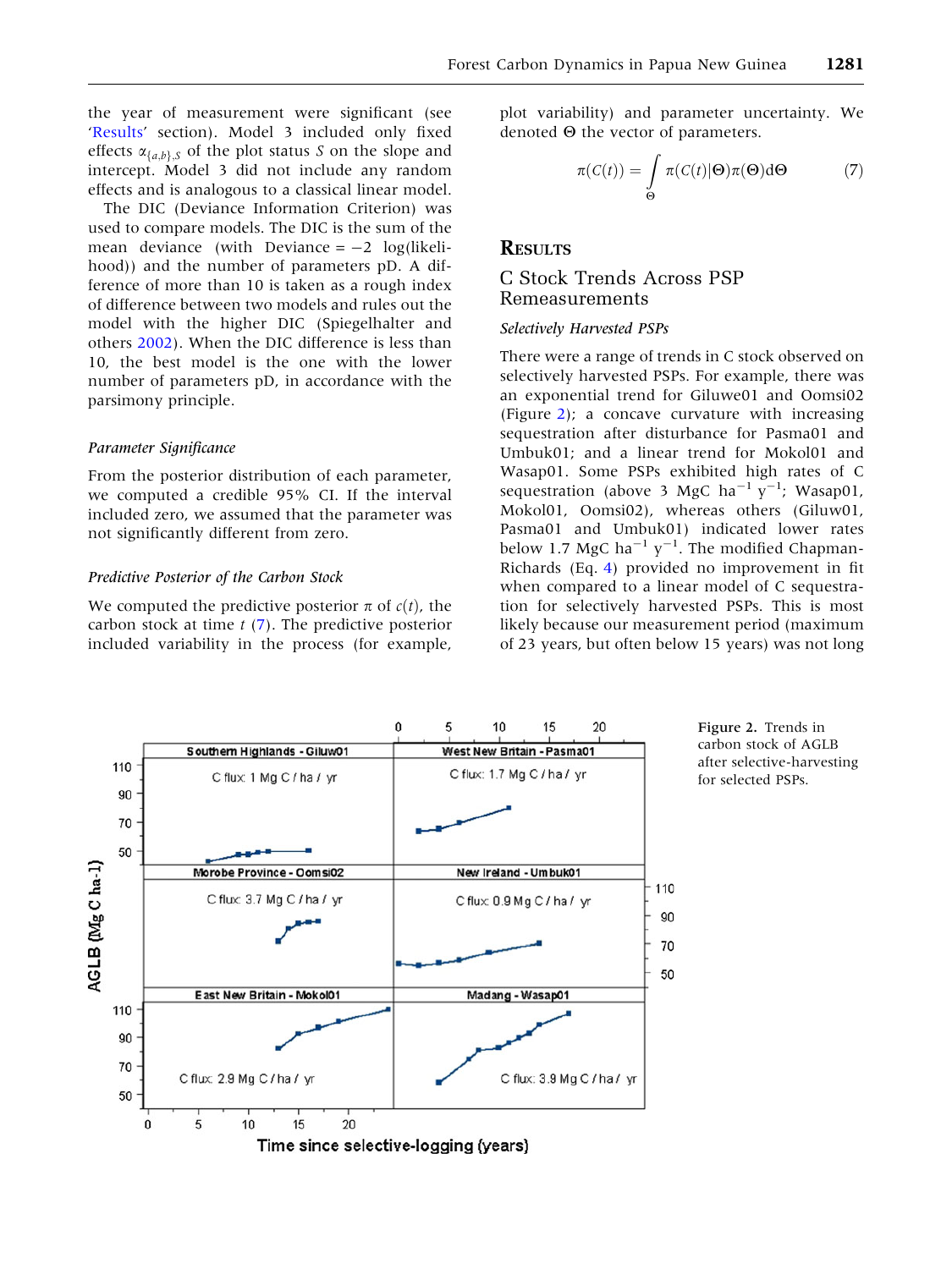the year of measurement were significant (see 'Results' section). Model 3 included only fixed effects $\alpha_{\{a,b\},S}$ of the plot status $S$ on the slope and intercept. Model 3 did not include any random effects and is analogous to a classical linear model.

The DIC (Deviance Information Criterion) was used to compare models. The DIC is the sum of the mean deviance (with Deviance = −2 log(likelihood)) and the number of parameters pD. A difference of more than 10 is taken as a rough index of difference between two models and rules out the model with the higher DIC (Spiegelhalter and others 2002). When the DIC difference is less than 10, the best model is the one with the lower number of parameters pD, in accordance with the parsimony principle.

*Parameter Significance*

From the posterior distribution of each parameter, we computed a credible 95% CI. If the interval included zero, we assumed that the parameter was not significantly different from zero.

*Predictive Posterior of the Carbon Stock*

We computed the predictive posterior $\pi$ of $c(t)$, the carbon stock at time $t$ (7). The predictive posterior included variability in the process (for example, plot variability) and parameter uncertainty. We denoted $\Theta$ the vector of parameters.

$$\pi(C(t)) = \int_{\Theta} \pi(C(t)|\Theta)\pi(\Theta)\mathrm{d}\Theta \qquad (7)$$

# Results

## C Stock Trends Across PSP Remeasurements

*Selectively Harvested PSPs*

There were a range of trends in C stock observed on selectively harvested PSPs. For example, there was an exponential trend for Giluwe01 and Oomsi02 (Figure 2); a concave curvature with increasing sequestration after disturbance for Pasma01 and Umbuk01; and a linear trend for Mokol01 and Wasap01. Some PSPs exhibited high rates of C sequestration (above 3 MgC $ha^{-1}$ $y^{-1}$; Wasap01, Mokol01, Oomsi02), whereas others (Giluw01, Pasma01 and Umbuk01) indicated lower rates below 1.7 MgC $ha^{-1}$ $y^{-1}$. The modified Chapman-Richards (Eq. 4) provided no improvement in fit when compared to a linear model of C sequestration for selectively harvested PSPs. This is most likely because our measurement period (maximum of 23 years, but often below 15 years) was not long

Figure 2. Trends in carbon stock of AGLB after selective-harvesting for selected PSPs.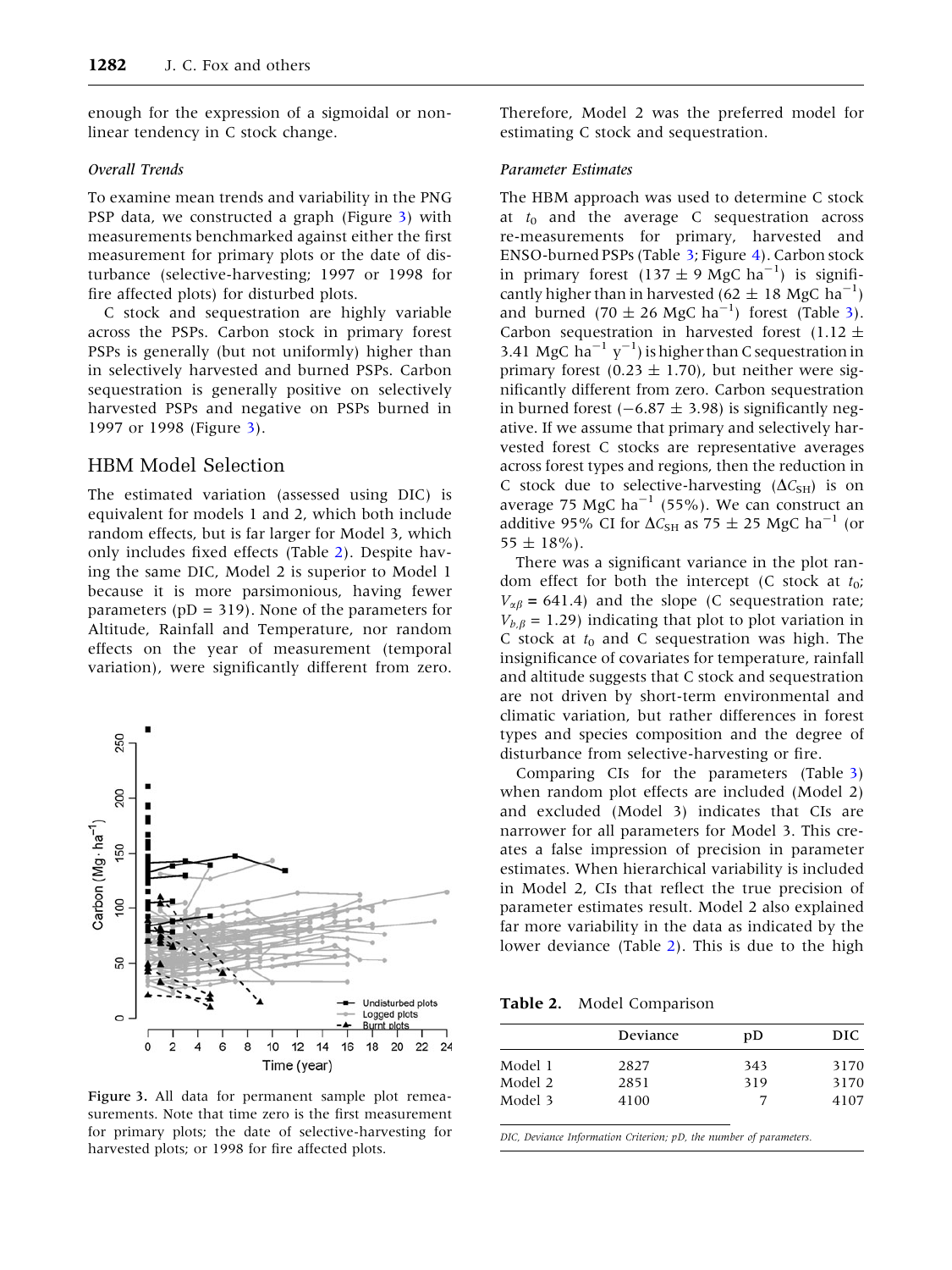enough for the expression of a sigmoidal or non-linear tendency in C stock change.

### Overall Trends

To examine mean trends and variability in the PNG PSP data, we constructed a graph (Figure 3) with measurements benchmarked against either the first measurement for primary plots or the date of disturbance (selective-harvesting; 1997 or 1998 for fire affected plots) for disturbed plots.

C stock and sequestration are highly variable across the PSPs. Carbon stock in primary forest PSPs is generally (but not uniformly) higher than in selectively harvested and burned PSPs. Carbon sequestration is generally positive on selectively harvested PSPs and negative on PSPs burned in 1997 or 1998 (Figure 3).

## HBM Model Selection

The estimated variation (assessed using DIC) is equivalent for models 1 and 2, which both include random effects, but is far larger for Model 3, which only includes fixed effects (Table 2). Despite having the same DIC, Model 2 is superior to Model 1 because it is more parsimonious, having fewer parameters (pD = 319). None of the parameters for Altitude, Rainfall and Temperature, nor random effects on the year of measurement (temporal variation), were significantly different from zero.

**Figure 3.** All data for permanent sample plot remeasurements. Note that time zero is the first measurement for primary plots; the date of selective-harvesting for harvested plots; or 1998 for fire affected plots.

Therefore, Model 2 was the preferred model for estimating C stock and sequestration.

### Parameter Estimates

The HBM approach was used to determine C stock at $t_0$ and the average C sequestration across re-measurements for primary, harvested and ENSO-burned PSPs (Table 3; Figure 4). Carbon stock in primary forest (137 ± 9 MgC ha$^{-1}$) is significantly higher than in harvested (62 ± 18 MgC ha$^{-1}$) and burned (70 ± 26 MgC ha$^{-1}$) forest (Table 3). Carbon sequestration in harvested forest (1.12 ± 3.41 MgC ha$^{-1}$ y$^{-1}$) is higher than C sequestration in primary forest (0.23 ± 1.70), but neither were significantly different from zero. Carbon sequestration in burned forest (−6.87 ± 3.98) is significantly negative. If we assume that primary and selectively harvested forest C stocks are representative averages across forest types and regions, then the reduction in C stock due to selective-harvesting ($\Delta C_{SH}$) is on average 75 MgC ha$^{-1}$ (55%). We can construct an additive 95% CI for $\Delta C_{SH}$ as 75 ± 25 MgC ha$^{-1}$ (or 55 ± 18%).

There was a significant variance in the plot random effect for both the intercept (C stock at $t_0$; $V_{\alpha\beta}$ = 641.4) and the slope (C sequestration rate; $V_{b,\beta}$ = 1.29) indicating that plot to plot variation in C stock at $t_0$ and C sequestration was high. The insignificance of covariates for temperature, rainfall and altitude suggests that C stock and sequestration are not driven by short-term environmental and climatic variation, but rather differences in forest types and species composition and the degree of disturbance from selective-harvesting or fire.

Comparing CIs for the parameters (Table 3) when random plot effects are included (Model 2) and excluded (Model 3) indicates that CIs are narrower for all parameters for Model 3. This creates a false impression of precision in parameter estimates. When hierarchical variability is included in Model 2, CIs that reflect the true precision of parameter estimates result. Model 2 also explained far more variability in the data as indicated by the lower deviance (Table 2). This is due to the high

**Table 2.** Model Comparison

| | Deviance | pD | DIC |
|---|---|---|---|
| Model 1 | 2827 | 343 | 3170 |
| Model 2 | 2851 | 319 | 3170 |
| Model 3 | 4100 | 7 | 4107 |

*DIC, Deviance Information Criterion; pD, the number of parameters.*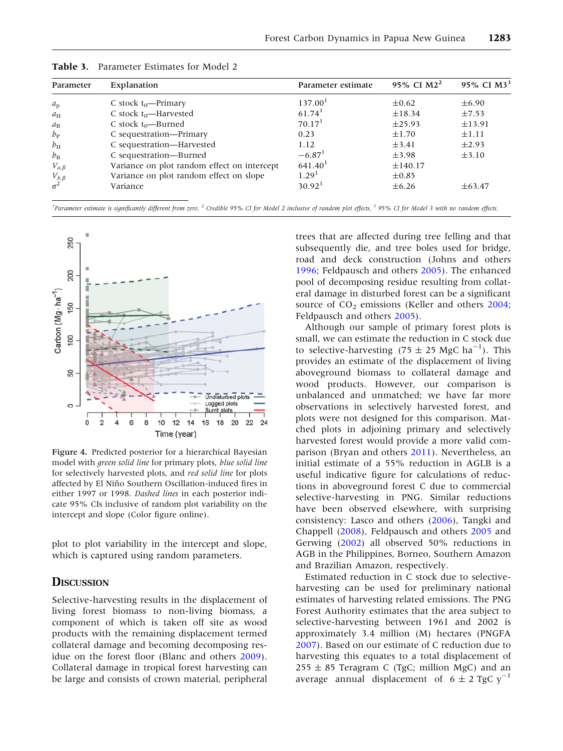**Table 3.** Parameter Estimates for Model 2

| Parameter | Explanation | Parameter estimate | 95% CI M2[2] | 95% CI M3[3] |
|---|---|---|---|---|
| $a_{\mathrm{P}}$ | C stock $t_0$—Primary | 137.00[1] | ±0.62 | ±6.90 |
| $a_{\mathrm{H}}$ | C stock $t_0$—Harvested | 61.74[1] | ±18.34 | ±7.53 |
| $a_{\mathrm{B}}$ | C stock $t_0$—Burned | 70.17[1] | ±25.93 | ±13.91 |
| $b_{\mathrm{P}}$ | C sequestration—Primary | 0.23 | ±1.70 | ±1.11 |
| $b_{\mathrm{H}}$ | C sequestration—Harvested | 1.12 | ±3.41 | ±2.93 |
| $b_{\mathrm{B}}$ | C sequestration—Burned | −6.87[1] | ±3.98 | ±3.10 |
| $V_{a,\beta}$ | Variance on plot random effect on intercept | 641.40[1] | ±140.17 | |
| $V_{b,\beta}$ | Variance on plot random effect on slope | 1.29[1] | ±0.85 | |
| $\sigma^2$ | Variance | 30.92[1] | ±6.26 | ±63.47 |

[1]*Parameter estimate is significantly different from zero,* [2] *Credible 95% CI for Model 2 inclusive of random plot effects,* [3] *95% CI for Model 3 with no random effects.*

**Figure 4.** Predicted posterior for a hierarchical Bayesian model with *green solid line* for primary plots, *blue solid line* for selectively harvested plots, and *red solid line* for plots affected by El Niño Southern Oscillation-induced fires in either 1997 or 1998. *Dashed lines* in each posterior indicate 95% CIs inclusive of random plot variability on the intercept and slope (Color figure online).

plot to plot variability in the intercept and slope, which is captured using random parameters.

## Discussion

Selective-harvesting results in the displacement of living forest biomass to non-living biomass, a component of which is taken off site as wood products with the remaining displacement termed collateral damage and becoming decomposing residue on the forest floor (Blanc and others 2009). Collateral damage in tropical forest harvesting can be large and consists of crown material, peripheral trees that are affected during tree felling and that subsequently die, and tree boles used for bridge, road and deck construction (Johns and others 1996; Feldpausch and others 2005). The enhanced pool of decomposing residue resulting from collateral damage in disturbed forest can be a significant source of $CO_2$ emissions (Keller and others 2004; Feldpausch and others 2005).

Although our sample of primary forest plots is small, we can estimate the reduction in C stock due to selective-harvesting (75 ± 25 MgC ha$^{-1}$). This provides an estimate of the displacement of living aboveground biomass to collateral damage and wood products. However, our comparison is unbalanced and unmatched; we have far more observations in selectively harvested forest, and plots were not designed for this comparison. Matched plots in adjoining primary and selectively harvested forest would provide a more valid comparison (Bryan and others 2011). Nevertheless, an initial estimate of a 55% reduction in AGLB is a useful indicative figure for calculations of reductions in aboveground forest C due to commercial selective-harvesting in PNG. Similar reductions have been observed elsewhere, with surprising consistency: Lasco and others (2006), Tangki and Chappell (2008), Feldpausch and others 2005 and Gerwing (2002) all observed 50% reductions in AGB in the Philippines, Borneo, Southern Amazon and Brazilian Amazon, respectively.

Estimated reduction in C stock due to selective-harvesting can be used for preliminary national estimates of harvesting related emissions. The PNG Forest Authority estimates that the area subject to selective-harvesting between 1961 and 2002 is approximately 3.4 million (M) hectares (PNGFA 2007). Based on our estimate of C reduction due to harvesting this equates to a total displacement of 255 ± 85 Teragram C (TgC; million MgC) and an average annual displacement of 6 ± 2 TgC y$^{-1}$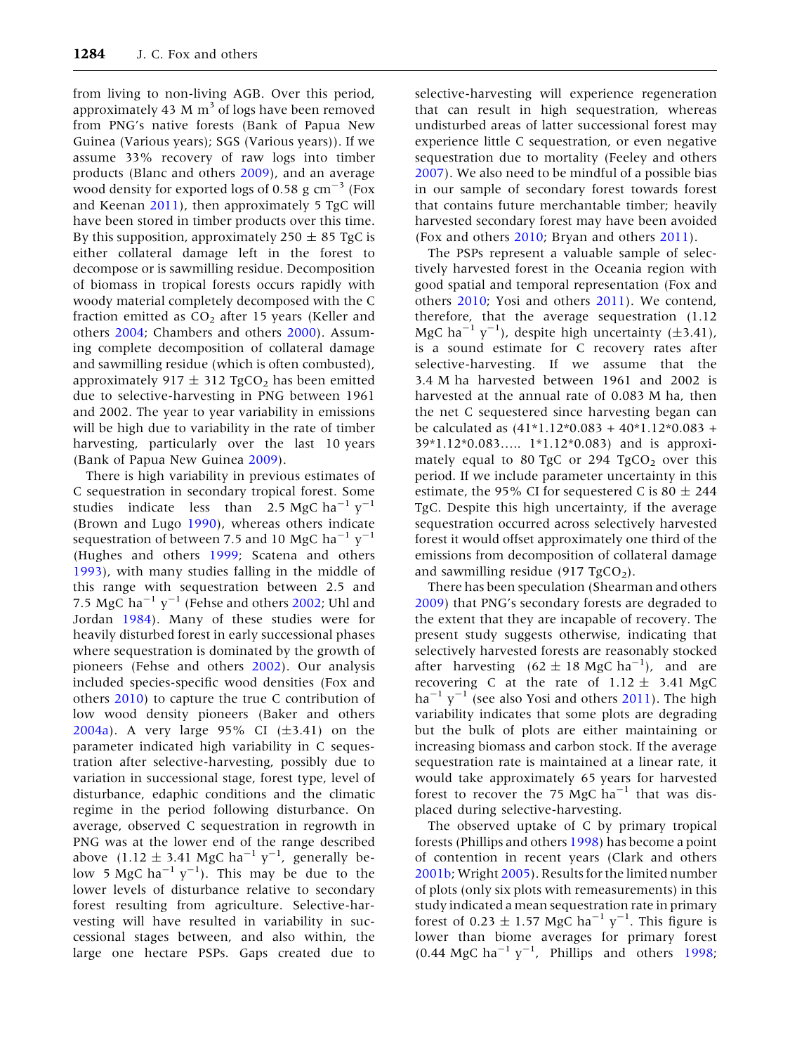from living to non-living AGB. Over this period, approximately 43 M $m^3$ of logs have been removed from PNG's native forests (Bank of Papua New Guinea (Various years); SGS (Various years)). If we assume 33% recovery of raw logs into timber products (Blanc and others 2009), and an average wood density for exported logs of 0.58 g $cm^{-3}$ (Fox and Keenan 2011), then approximately 5 TgC will have been stored in timber products over this time. By this supposition, approximately 250 ± 85 TgC is either collateral damage left in the forest to decompose or is sawmilling residue. Decomposition of biomass in tropical forests occurs rapidly with woody material completely decomposed with the C fraction emitted as $CO_2$ after 15 years (Keller and others 2004; Chambers and others 2000). Assuming complete decomposition of collateral damage and sawmilling residue (which is often combusted), approximately 917 ± 312 $TgCO_2$ has been emitted due to selective-harvesting in PNG between 1961 and 2002. The year to year variability in emissions will be high due to variability in the rate of timber harvesting, particularly over the last 10 years (Bank of Papua New Guinea 2009).

There is high variability in previous estimates of C sequestration in secondary tropical forest. Some studies indicate less than 2.5 MgC $ha^{-1}$ $y^{-1}$ (Brown and Lugo 1990), whereas others indicate sequestration of between 7.5 and 10 MgC $ha^{-1}$ $y^{-1}$ (Hughes and others 1999; Scatena and others 1993), with many studies falling in the middle of this range with sequestration between 2.5 and 7.5 MgC $ha^{-1}$ $y^{-1}$ (Fehse and others 2002; Uhl and Jordan 1984). Many of these studies were for heavily disturbed forest in early successional phases where sequestration is dominated by the growth of pioneers (Fehse and others 2002). Our analysis included species-specific wood densities (Fox and others 2010) to capture the true C contribution of low wood density pioneers (Baker and others 2004a). A very large 95% CI (±3.41) on the parameter indicated high variability in C sequestration after selective-harvesting, possibly due to variation in successional stage, forest type, level of disturbance, edaphic conditions and the climatic regime in the period following disturbance. On average, observed C sequestration in regrowth in PNG was at the lower end of the range described above (1.12 ± 3.41 MgC $ha^{-1}$ $y^{-1}$, generally below 5 MgC $ha^{-1}$ $y^{-1}$). This may be due to the lower levels of disturbance relative to secondary forest resulting from agriculture. Selective-harvesting will have resulted in variability in successional stages between, and also within, the large one hectare PSPs. Gaps created due to selective-harvesting will experience regeneration that can result in high sequestration, whereas undisturbed areas of latter successional forest may experience little C sequestration, or even negative sequestration due to mortality (Feeley and others 2007). We also need to be mindful of a possible bias in our sample of secondary forest towards forest that contains future merchantable timber; heavily harvested secondary forest may have been avoided (Fox and others 2010; Bryan and others 2011).

The PSPs represent a valuable sample of selectively harvested forest in the Oceania region with good spatial and temporal representation (Fox and others 2010; Yosi and others 2011). We contend, therefore, that the average sequestration (1.12 MgC $ha^{-1}$ $y^{-1}$), despite high uncertainty (±3.41), is a sound estimate for C recovery rates after selective-harvesting. If we assume that the 3.4 M ha harvested between 1961 and 2002 is harvested at the annual rate of 0.083 M ha, then the net C sequestered since harvesting began can be calculated as (41*1.12*0.083 + 40*1.12*0.083 + 39*1.12*0.083….. 1*1.12*0.083) and is approximately equal to 80 TgC or 294 $TgCO_2$ over this period. If we include parameter uncertainty in this estimate, the 95% CI for sequestered C is 80 ± 244 TgC. Despite this high uncertainty, if the average sequestration occurred across selectively harvested forest it would offset approximately one third of the emissions from decomposition of collateral damage and sawmilling residue (917 $TgCO_2$).

There has been speculation (Shearman and others 2009) that PNG's secondary forests are degraded to the extent that they are incapable of recovery. The present study suggests otherwise, indicating that selectively harvested forests are reasonably stocked after harvesting (62 ± 18 MgC $ha^{-1}$), and are recovering C at the rate of 1.12 ± 3.41 MgC $ha^{-1}$ $y^{-1}$ (see also Yosi and others 2011). The high variability indicates that some plots are degrading but the bulk of plots are either maintaining or increasing biomass and carbon stock. If the average sequestration rate is maintained at a linear rate, it would take approximately 65 years for harvested forest to recover the 75 MgC $ha^{-1}$ that was displaced during selective-harvesting.

The observed uptake of C by primary tropical forests (Phillips and others 1998) has become a point of contention in recent years (Clark and others 2001b; Wright 2005). Results for the limited number of plots (only six plots with remeasurements) in this study indicated a mean sequestration rate in primary forest of 0.23 ± 1.57 MgC $ha^{-1}$ $y^{-1}$. This figure is lower than biome averages for primary forest (0.44 MgC $ha^{-1}$ $y^{-1}$, Phillips and others 1998;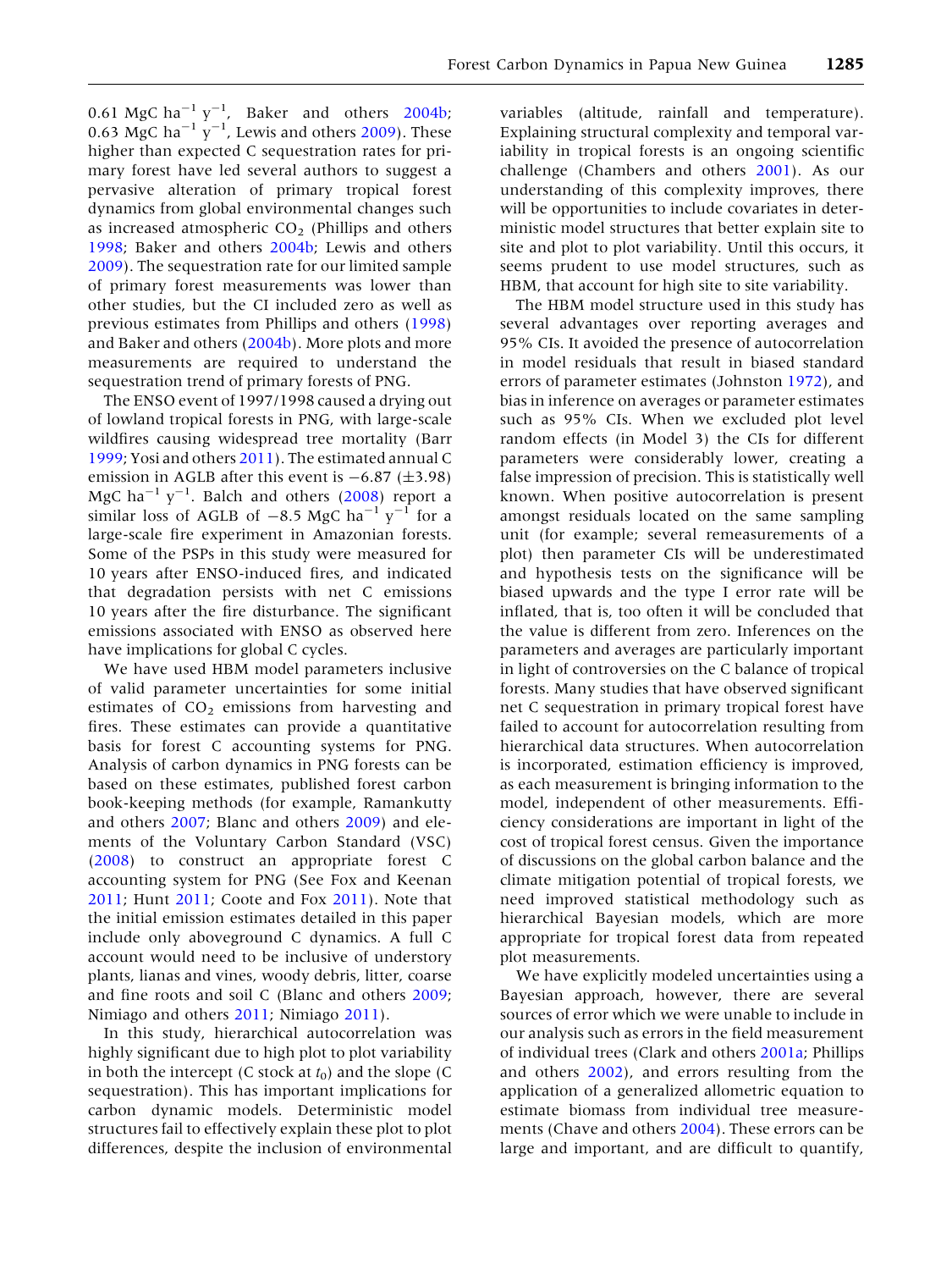0.61 MgC ha$^{-1}$ y$^{-1}$, Baker and others 2004b; 0.63 MgC ha$^{-1}$ y$^{-1}$, Lewis and others 2009). These higher than expected C sequestration rates for primary forest have led several authors to suggest a pervasive alteration of primary tropical forest dynamics from global environmental changes such as increased atmospheric $CO_2$ (Phillips and others 1998; Baker and others 2004b; Lewis and others 2009). The sequestration rate for our limited sample of primary forest measurements was lower than other studies, but the CI included zero as well as previous estimates from Phillips and others (1998) and Baker and others (2004b). More plots and more measurements are required to understand the sequestration trend of primary forests of PNG.

The ENSO event of 1997/1998 caused a drying out of lowland tropical forests in PNG, with large-scale wildfires causing widespread tree mortality (Barr 1999; Yosi and others 2011). The estimated annual C emission in AGLB after this event is −6.87 (±3.98) MgC ha$^{-1}$ y$^{-1}$. Balch and others (2008) report a similar loss of AGLB of −8.5 MgC ha$^{-1}$ y$^{-1}$ for a large-scale fire experiment in Amazonian forests. Some of the PSPs in this study were measured for 10 years after ENSO-induced fires, and indicated that degradation persists with net C emissions 10 years after the fire disturbance. The significant emissions associated with ENSO as observed here have implications for global C cycles.

We have used HBM model parameters inclusive of valid parameter uncertainties for some initial estimates of $CO_2$ emissions from harvesting and fires. These estimates can provide a quantitative basis for forest C accounting systems for PNG. Analysis of carbon dynamics in PNG forests can be based on these estimates, published forest carbon book-keeping methods (for example, Ramankutty and others 2007; Blanc and others 2009) and elements of the Voluntary Carbon Standard (VSC) (2008) to construct an appropriate forest C accounting system for PNG (See Fox and Keenan 2011; Hunt 2011; Coote and Fox 2011). Note that the initial emission estimates detailed in this paper include only aboveground C dynamics. A full C account would need to be inclusive of understory plants, lianas and vines, woody debris, litter, coarse and fine roots and soil C (Blanc and others 2009; Nimiago and others 2011; Nimiago 2011).

In this study, hierarchical autocorrelation was highly significant due to high plot to plot variability in both the intercept (C stock at $t_0$) and the slope (C sequestration). This has important implications for carbon dynamic models. Deterministic model structures fail to effectively explain these plot to plot differences, despite the inclusion of environmental variables (altitude, rainfall and temperature). Explaining structural complexity and temporal variability in tropical forests is an ongoing scientific challenge (Chambers and others 2001). As our understanding of this complexity improves, there will be opportunities to include covariates in deterministic model structures that better explain site to site and plot to plot variability. Until this occurs, it seems prudent to use model structures, such as HBM, that account for high site to site variability.

The HBM model structure used in this study has several advantages over reporting averages and 95% CIs. It avoided the presence of autocorrelation in model residuals that result in biased standard errors of parameter estimates (Johnston 1972), and bias in inference on averages or parameter estimates such as 95% CIs. When we excluded plot level random effects (in Model 3) the CIs for different parameters were considerably lower, creating a false impression of precision. This is statistically well known. When positive autocorrelation is present amongst residuals located on the same sampling unit (for example; several remeasurements of a plot) then parameter CIs will be underestimated and hypothesis tests on the significance will be biased upwards and the type I error rate will be inflated, that is, too often it will be concluded that the value is different from zero. Inferences on the parameters and averages are particularly important in light of controversies on the C balance of tropical forests. Many studies that have observed significant net C sequestration in primary tropical forest have failed to account for autocorrelation resulting from hierarchical data structures. When autocorrelation is incorporated, estimation efficiency is improved, as each measurement is bringing information to the model, independent of other measurements. Efficiency considerations are important in light of the cost of tropical forest census. Given the importance of discussions on the global carbon balance and the climate mitigation potential of tropical forests, we need improved statistical methodology such as hierarchical Bayesian models, which are more appropriate for tropical forest data from repeated plot measurements.

We have explicitly modeled uncertainties using a Bayesian approach, however, there are several sources of error which we were unable to include in our analysis such as errors in the field measurement of individual trees (Clark and others 2001a; Phillips and others 2002), and errors resulting from the application of a generalized allometric equation to estimate biomass from individual tree measurements (Chave and others 2004). These errors can be large and important, and are difficult to quantify,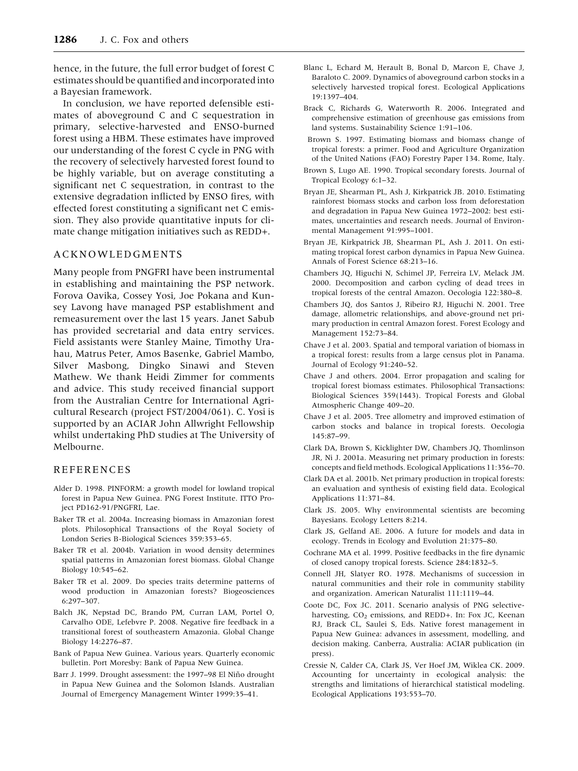hence, in the future, the full error budget of forest C estimates should be quantified and incorporated into a Bayesian framework.

In conclusion, we have reported defensible estimates of aboveground C and C sequestration in primary, selective-harvested and ENSO-burned forest using a HBM. These estimates have improved our understanding of the forest C cycle in PNG with the recovery of selectively harvested forest found to be highly variable, but on average constituting a significant net C sequestration, in contrast to the extensive degradation inflicted by ENSO fires, with effected forest constituting a significant net C emission. They also provide quantitative inputs for climate change mitigation initiatives such as REDD+.

## ACKNOWLEDGMENTS

Many people from PNGFRI have been instrumental in establishing and maintaining the PSP network. Forova Oavika, Cossey Yosi, Joe Pokana and Kunsey Lavong have managed PSP establishment and remeasurement over the last 15 years. Janet Sabub has provided secretarial and data entry services. Field assistants were Stanley Maine, Timothy Urahau, Matrus Peter, Amos Basenke, Gabriel Mambo, Silver Masbong, Dingko Sinawi and Steven Mathew. We thank Heidi Zimmer for comments and advice. This study received financial support from the Australian Centre for International Agricultural Research (project FST/2004/061). C. Yosi is supported by an ACIAR John Allwright Fellowship whilst undertaking PhD studies at The University of Melbourne.

## REFERENCES

Alder D. 1998. PINFORM: a growth model for lowland tropical forest in Papua New Guinea. PNG Forest Institute. ITTO Project PD162-91/PNGFRI, Lae.

Baker TR et al. 2004a. Increasing biomass in Amazonian forest plots. Philosophical Transactions of the Royal Society of London Series B-Biological Sciences 359:353–65.

Baker TR et al. 2004b. Variation in wood density determines spatial patterns in Amazonian forest biomass. Global Change Biology 10:545–62.

Baker TR et al. 2009. Do species traits determine patterns of wood production in Amazonian forests? Biogeosciences 6:297–307.

Balch JK, Nepstad DC, Brando PM, Curran LAM, Portel O, Carvalho ODE, Lefebvre P. 2008. Negative fire feedback in a transitional forest of southeastern Amazonia. Global Change Biology 14:2276–87.

Bank of Papua New Guinea. Various years. Quarterly economic bulletin. Port Moresby: Bank of Papua New Guinea.

Barr J. 1999. Drought assessment: the 1997–98 El Niño drought in Papua New Guinea and the Solomon Islands. Australian Journal of Emergency Management Winter 1999:35–41.

Blanc L, Echard M, Herault B, Bonal D, Marcon E, Chave J, Baraloto C. 2009. Dynamics of aboveground carbon stocks in a selectively harvested tropical forest. Ecological Applications 19:1397–404.

Brack C, Richards G, Waterworth R. 2006. Integrated and comprehensive estimation of greenhouse gas emissions from land systems. Sustainability Science 1:91–106.

Brown S. 1997. Estimating biomass and biomass change of tropical forests: a primer. Food and Agriculture Organization of the United Nations (FAO) Forestry Paper 134. Rome, Italy.

Brown S, Lugo AE. 1990. Tropical secondary forests. Journal of Tropical Ecology 6:1–32.

Bryan JE, Shearman PL, Ash J, Kirkpatrick JB. 2010. Estimating rainforest biomass stocks and carbon loss from deforestation and degradation in Papua New Guinea 1972–2002: best estimates, uncertainties and research needs. Journal of Environmental Management 91:995–1001.

Bryan JE, Kirkpatrick JB, Shearman PL, Ash J. 2011. On estimating tropical forest carbon dynamics in Papua New Guinea. Annals of Forest Science 68:213–16.

Chambers JQ, Higuchi N, Schimel JP, Ferreira LV, Melack JM. 2000. Decomposition and carbon cycling of dead trees in tropical forests of the central Amazon. Oecologia 122:380–8.

Chambers JQ, dos Santos J, Ribeiro RJ, Higuchi N. 2001. Tree damage, allometric relationships, and above-ground net primary production in central Amazon forest. Forest Ecology and Management 152:73–84.

Chave J et al. 2003. Spatial and temporal variation of biomass in a tropical forest: results from a large census plot in Panama. Journal of Ecology 91:240–52.

Chave J and others. 2004. Error propagation and scaling for tropical forest biomass estimates. Philosophical Transactions: Biological Sciences 359(1443). Tropical Forests and Global Atmospheric Change 409–20.

Chave J et al. 2005. Tree allometry and improved estimation of carbon stocks and balance in tropical forests. Oecologia 145:87–99.

Clark DA, Brown S, Kicklighter DW, Chambers JQ, Thomlinson JR, Ni J. 2001a. Measuring net primary production in forests: concepts and field methods. Ecological Applications 11:356–70.

Clark DA et al. 2001b. Net primary production in tropical forests: an evaluation and synthesis of existing field data. Ecological Applications 11:371–84.

Clark JS. 2005. Why environmental scientists are becoming Bayesians. Ecology Letters 8:214.

Clark JS, Gelfand AE. 2006. A future for models and data in ecology. Trends in Ecology and Evolution 21:375–80.

Cochrane MA et al. 1999. Positive feedbacks in the fire dynamic of closed canopy tropical forests. Science 284:1832–5.

Connell JH, Slatyer RO. 1978. Mechanisms of succession in natural communities and their role in community stability and organization. American Naturalist 111:1119–44.

Coote DC, Fox JC. 2011. Scenario analysis of PNG selective-harvesting, $CO_2$ emissions, and REDD+. In: Fox JC, Keenan RJ, Brack CL, Saulei S, Eds. Native forest management in Papua New Guinea: advances in assessment, modelling, and decision making. Canberra, Australia: ACIAR publication (in press).

Cressie N, Calder CA, Clark JS, Ver Hoef JM, Wiklea CK. 2009. Accounting for uncertainty in ecological analysis: the strengths and limitations of hierarchical statistical modeling. Ecological Applications 193:553–70.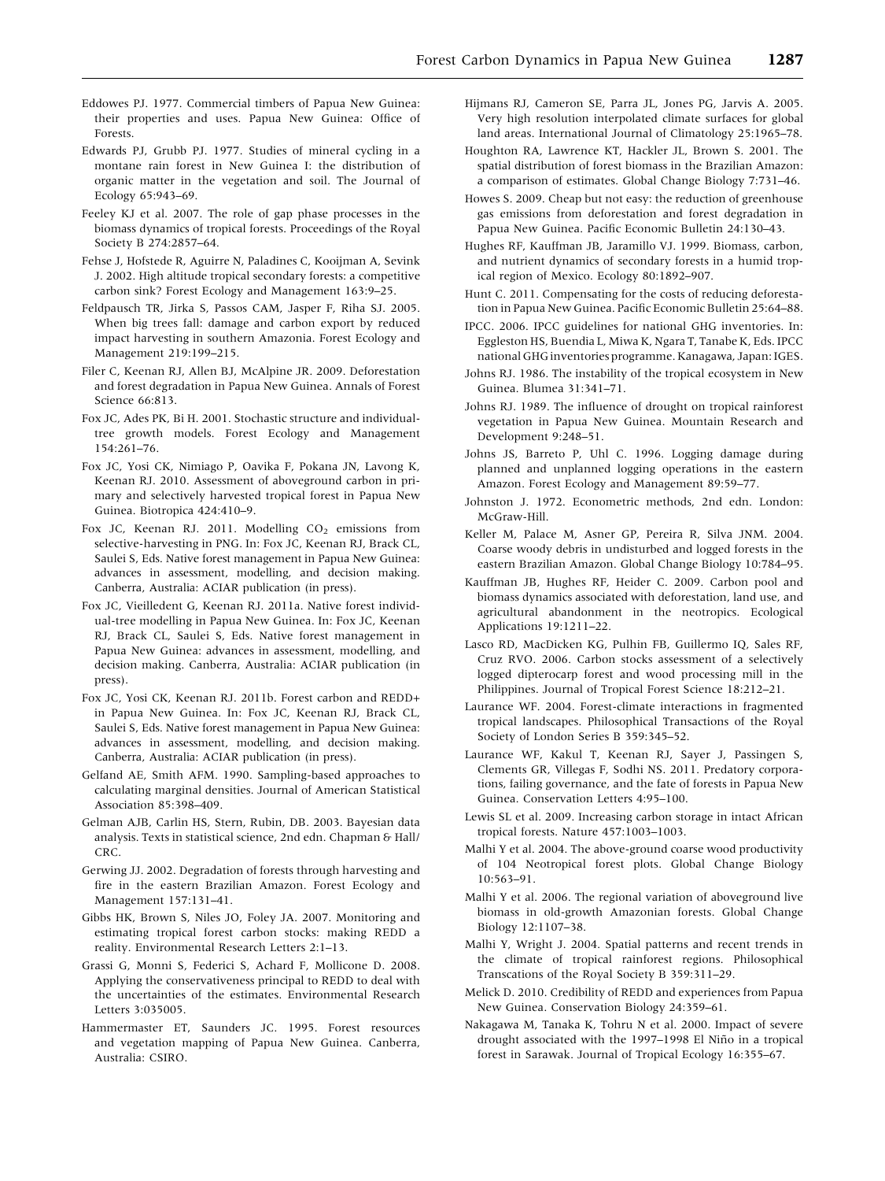Eddowes PJ. 1977. Commercial timbers of Papua New Guinea: their properties and uses. Papua New Guinea: Office of Forests.

Edwards PJ, Grubb PJ. 1977. Studies of mineral cycling in a montane rain forest in New Guinea I: the distribution of organic matter in the vegetation and soil. The Journal of Ecology 65:943–69.

Feeley KJ et al. 2007. The role of gap phase processes in the biomass dynamics of tropical forests. Proceedings of the Royal Society B 274:2857–64.

Fehse J, Hofstede R, Aguirre N, Paladines C, Kooijman A, Sevink J. 2002. High altitude tropical secondary forests: a competitive carbon sink? Forest Ecology and Management 163:9–25.

Feldpausch TR, Jirka S, Passos CAM, Jasper F, Riha SJ. 2005. When big trees fall: damage and carbon export by reduced impact harvesting in southern Amazonia. Forest Ecology and Management 219:199–215.

Filer C, Keenan RJ, Allen BJ, McAlpine JR. 2009. Deforestation and forest degradation in Papua New Guinea. Annals of Forest Science 66:813.

Fox JC, Ades PK, Bi H. 2001. Stochastic structure and individual-tree growth models. Forest Ecology and Management 154:261–76.

Fox JC, Yosi CK, Nimiago P, Oavika F, Pokana JN, Lavong K, Keenan RJ. 2010. Assessment of aboveground carbon in primary and selectively harvested tropical forest in Papua New Guinea. Biotropica 424:410–9.

Fox JC, Keenan RJ. 2011. Modelling $CO_2$ emissions from selective-harvesting in PNG. In: Fox JC, Keenan RJ, Brack CL, Saulei S, Eds. Native forest management in Papua New Guinea: advances in assessment, modelling, and decision making. Canberra, Australia: ACIAR publication (in press).

Fox JC, Vieilledent G, Keenan RJ. 2011a. Native forest individual-tree modelling in Papua New Guinea. In: Fox JC, Keenan RJ, Brack CL, Saulei S, Eds. Native forest management in Papua New Guinea: advances in assessment, modelling, and decision making. Canberra, Australia: ACIAR publication (in press).

Fox JC, Yosi CK, Keenan RJ. 2011b. Forest carbon and REDD+ in Papua New Guinea. In: Fox JC, Keenan RJ, Brack CL, Saulei S, Eds. Native forest management in Papua New Guinea: advances in assessment, modelling, and decision making. Canberra, Australia: ACIAR publication (in press).

Gelfand AE, Smith AFM. 1990. Sampling-based approaches to calculating marginal densities. Journal of American Statistical Association 85:398–409.

Gelman AJB, Carlin HS, Stern, Rubin, DB. 2003. Bayesian data analysis. Texts in statistical science, 2nd edn. Chapman & Hall/CRC.

Gerwing JJ. 2002. Degradation of forests through harvesting and fire in the eastern Brazilian Amazon. Forest Ecology and Management 157:131–41.

Gibbs HK, Brown S, Niles JO, Foley JA. 2007. Monitoring and estimating tropical forest carbon stocks: making REDD a reality. Environmental Research Letters 2:1–13.

Grassi G, Monni S, Federici S, Achard F, Mollicone D. 2008. Applying the conservativeness principal to REDD to deal with the uncertainties of the estimates. Environmental Research Letters 3:035005.

Hammermaster ET, Saunders JC. 1995. Forest resources and vegetation mapping of Papua New Guinea. Canberra, Australia: CSIRO.

Hijmans RJ, Cameron SE, Parra JL, Jones PG, Jarvis A. 2005. Very high resolution interpolated climate surfaces for global land areas. International Journal of Climatology 25:1965–78.

Houghton RA, Lawrence KT, Hackler JL, Brown S. 2001. The spatial distribution of forest biomass in the Brazilian Amazon: a comparison of estimates. Global Change Biology 7:731–46.

Howes S. 2009. Cheap but not easy: the reduction of greenhouse gas emissions from deforestation and forest degradation in Papua New Guinea. Pacific Economic Bulletin 24:130–43.

Hughes RF, Kauffman JB, Jaramillo VJ. 1999. Biomass, carbon, and nutrient dynamics of secondary forests in a humid tropical region of Mexico. Ecology 80:1892–907.

Hunt C. 2011. Compensating for the costs of reducing deforestation in Papua New Guinea. Pacific Economic Bulletin 25:64–88.

IPCC. 2006. IPCC guidelines for national GHG inventories. In: Eggleston HS, Buendia L, Miwa K, Ngara T, Tanabe K, Eds. IPCC national GHG inventories programme. Kanagawa, Japan: IGES.

Johns RJ. 1986. The instability of the tropical ecosystem in New Guinea. Blumea 31:341–71.

Johns RJ. 1989. The influence of drought on tropical rainforest vegetation in Papua New Guinea. Mountain Research and Development 9:248–51.

Johns JS, Barreto P, Uhl C. 1996. Logging damage during planned and unplanned logging operations in the eastern Amazon. Forest Ecology and Management 89:59–77.

Johnston J. 1972. Econometric methods, 2nd edn. London: McGraw-Hill.

Keller M, Palace M, Asner GP, Pereira R, Silva JNM. 2004. Coarse woody debris in undisturbed and logged forests in the eastern Brazilian Amazon. Global Change Biology 10:784–95.

Kauffman JB, Hughes RF, Heider C. 2009. Carbon pool and biomass dynamics associated with deforestation, land use, and agricultural abandonment in the neotropics. Ecological Applications 19:1211–22.

Lasco RD, MacDicken KG, Pulhin FB, Guillermo IQ, Sales RF, Cruz RVO. 2006. Carbon stocks assessment of a selectively logged dipterocarp forest and wood processing mill in the Philippines. Journal of Tropical Forest Science 18:212–21.

Laurance WF. 2004. Forest-climate interactions in fragmented tropical landscapes. Philosophical Transactions of the Royal Society of London Series B 359:345–52.

Laurance WF, Kakul T, Keenan RJ, Sayer J, Passingen S, Clements GR, Villegas F, Sodhi NS. 2011. Predatory corporations, failing governance, and the fate of forests in Papua New Guinea. Conservation Letters 4:95–100.

Lewis SL et al. 2009. Increasing carbon storage in intact African tropical forests. Nature 457:1003–1003.

Malhi Y et al. 2004. The above-ground coarse wood productivity of 104 Neotropical forest plots. Global Change Biology 10:563–91.

Malhi Y et al. 2006. The regional variation of aboveground live biomass in old-growth Amazonian forests. Global Change Biology 12:1107–38.

Malhi Y, Wright J. 2004. Spatial patterns and recent trends in the climate of tropical rainforest regions. Philosophical Transcations of the Royal Society B 359:311–29.

Melick D. 2010. Credibility of REDD and experiences from Papua New Guinea. Conservation Biology 24:359–61.

Nakagawa M, Tanaka K, Tohru N et al. 2000. Impact of severe drought associated with the 1997–1998 El Niño in a tropical forest in Sarawak. Journal of Tropical Ecology 16:355–67.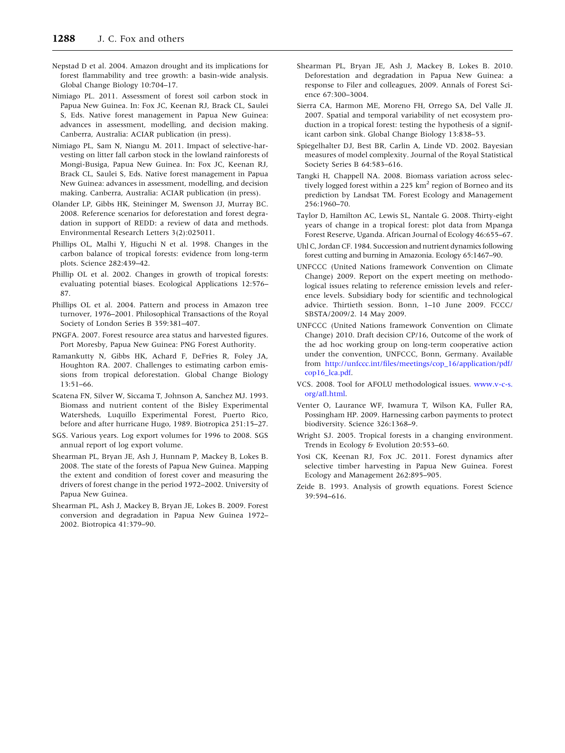Nepstad D et al. 2004. Amazon drought and its implications for forest flammability and tree growth: a basin-wide analysis. Global Change Biology 10:704–17.

Nimiago PL. 2011. Assessment of forest soil carbon stock in Papua New Guinea. In: Fox JC, Keenan RJ, Brack CL, Saulei S, Eds. Native forest management in Papua New Guinea: advances in assessment, modelling, and decision making. Canberra, Australia: ACIAR publication (in press).

Nimiago PL, Sam N, Niangu M. 2011. Impact of selective-harvesting on litter fall carbon stock in the lowland rainforests of Mongi-Busiga, Papua New Guinea. In: Fox JC, Keenan RJ, Brack CL, Saulei S, Eds. Native forest management in Papua New Guinea: advances in assessment, modelling, and decision making. Canberra, Australia: ACIAR publication (in press).

Olander LP, Gibbs HK, Steininger M, Swenson JJ, Murray BC. 2008. Reference scenarios for deforestation and forest degradation in support of REDD: a review of data and methods. Environmental Research Letters 3(2):025011.

Phillips OL, Malhi Y, Higuchi N et al. 1998. Changes in the carbon balance of tropical forests: evidence from long-term plots. Science 282:439–42.

Phillip OL et al. 2002. Changes in growth of tropical forests: evaluating potential biases. Ecological Applications 12:576–87.

Phillips OL et al. 2004. Pattern and process in Amazon tree turnover, 1976–2001. Philosophical Transactions of the Royal Society of London Series B 359:381–407.

PNGFA. 2007. Forest resource area status and harvested figures. Port Moresby, Papua New Guinea: PNG Forest Authority.

Ramankutty N, Gibbs HK, Achard F, DeFries R, Foley JA, Houghton RA. 2007. Challenges to estimating carbon emissions from tropical deforestation. Global Change Biology 13:51–66.

Scatena FN, Silver W, Siccama T, Johnson A, Sanchez MJ. 1993. Biomass and nutrient content of the Bisley Experimental Watersheds, Luquillo Experimental Forest, Puerto Rico, before and after hurricane Hugo, 1989. Biotropica 251:15–27.

SGS. Various years. Log export volumes for 1996 to 2008. SGS annual report of log export volume.

Shearman PL, Bryan JE, Ash J, Hunnam P, Mackey B, Lokes B. 2008. The state of the forests of Papua New Guinea. Mapping the extent and condition of forest cover and measuring the drivers of forest change in the period 1972–2002. University of Papua New Guinea.

Shearman PL, Ash J, Mackey B, Bryan JE, Lokes B. 2009. Forest conversion and degradation in Papua New Guinea 1972–2002. Biotropica 41:379–90.

Shearman PL, Bryan JE, Ash J, Mackey B, Lokes B. 2010. Deforestation and degradation in Papua New Guinea: a response to Filer and colleagues, 2009. Annals of Forest Science 67:300–3004.

Sierra CA, Harmon ME, Moreno FH, Orrego SA, Del Valle JI. 2007. Spatial and temporal variability of net ecosystem production in a tropical forest: testing the hypothesis of a significant carbon sink. Global Change Biology 13:838–53.

Spiegelhalter DJ, Best BR, Carlin A, Linde VD. 2002. Bayesian measures of model complexity. Journal of the Royal Statistical Society Series B 64:583–616.

Tangki H, Chappell NA. 2008. Biomass variation across selectively logged forest within a 225 $km^2$ region of Borneo and its prediction by Landsat TM. Forest Ecology and Management 256:1960–70.

Taylor D, Hamilton AC, Lewis SL, Nantale G. 2008. Thirty-eight years of change in a tropical forest: plot data from Mpanga Forest Reserve, Uganda. African Journal of Ecology 46:655–67.

Uhl C, Jordan CF. 1984. Succession and nutrient dynamics following forest cutting and burning in Amazonia. Ecology 65:1467–90.

UNFCCC (United Nations framework Convention on Climate Change) 2009. Report on the expert meeting on methodological issues relating to reference emission levels and reference levels. Subsidiary body for scientific and technological advice. Thirtieth session. Bonn, 1–10 June 2009. FCCC/SBSTA/2009/2. 14 May 2009.

UNFCCC (United Nations framework Convention on Climate Change) 2010. Draft decision CP/16, Outcome of the work of the ad hoc working group on long-term cooperative action under the convention, UNFCCC, Bonn, Germany. Available from http://unfccc.int/files/meetings/cop_16/application/pdf/cop16_lca.pdf.

VCS. 2008. Tool for AFOLU methodological issues. www.v-c-s.org/afl.html.

Venter O, Laurance WF, Iwamura T, Wilson KA, Fuller RA, Possingham HP. 2009. Harnessing carbon payments to protect biodiversity. Science 326:1368–9.

Wright SJ. 2005. Tropical forests in a changing environment. Trends in Ecology & Evolution 20:553–60.

Yosi CK, Keenan RJ, Fox JC. 2011. Forest dynamics after selective timber harvesting in Papua New Guinea. Forest Ecology and Management 262:895–905.

Zeide B. 1993. Analysis of growth equations. Forest Science 39:594–616.